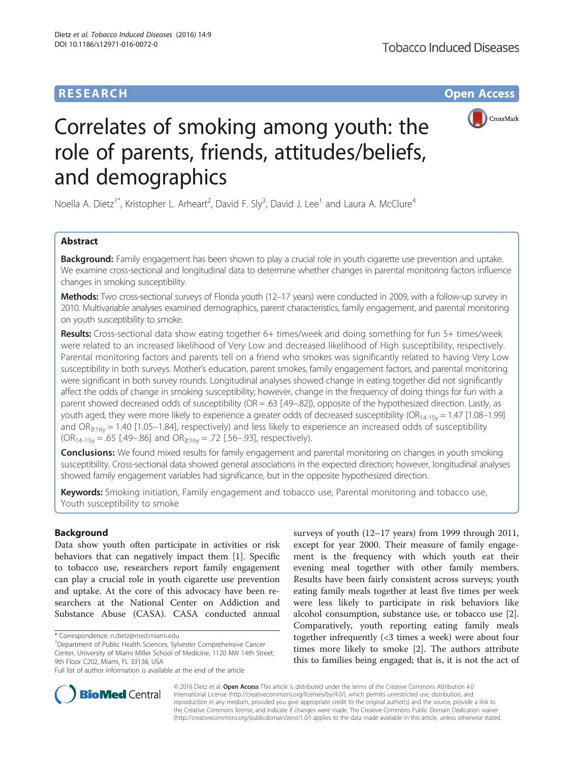**RESEARCH** **Open Access**

# Correlates of smoking among youth: the role of parents, friends, attitudes/beliefs, and demographics

Noella A. Dietz[1*], Kristopher L. Arheart[2], David F. Sly[3], David J. Lee[1] and Laura A. McClure[4]

## Abstract

**Background:** Family engagement has been shown to play a crucial role in youth cigarette use prevention and uptake. We examine cross-sectional and longitudinal data to determine whether changes in parental monitoring factors influence changes in smoking susceptibility.

**Methods:** Two cross-sectional surveys of Florida youth (12–17 years) were conducted in 2009, with a follow-up survey in 2010. Multivariable analyses examined demographics, parent characteristics, family engagement, and parental monitoring on youth susceptibility to smoke.

**Results:** Cross-sectional data show eating together 6+ times/week and doing something for fun 5+ times/week were related to an increased likelihood of Very Low and decreased likelihood of High susceptibility, respectively. Parental monitoring factors and parents tell on a friend who smokes was significantly related to having Very Low susceptibility in both surveys. Mother's education, parent smokes, family engagement factors, and parental monitoring were significant in both survey rounds. Longitudinal analyses showed change in eating together did not significantly affect the odds of change in smoking susceptibility; however, change in the frequency of doing things for fun with a parent showed decreased odds of susceptibility (OR = .63 [.49–.82]), opposite of the hypothesized direction. Lastly, as youth aged, they were more likely to experience a greater odds of decreased susceptibility ($OR_{14\text{-}15y}$ = 1.47 [1.08–1.99] and $OR_{\geq 16y}$ = 1.40 [1.05–1.84], respectively) and less likely to experience an increased odds of susceptibility ($OR_{14\text{-}15y}$ = .65 [.49–.86] and $OR_{\geq 16y}$ = .72 [.56–.93], respectively).

**Conclusions:** We found mixed results for family engagement and parental monitoring on changes in youth smoking susceptibility. Cross-sectional data showed general associations in the expected direction; however, longitudinal analyses showed family engagement variables had significance, but in the opposite hypothesized direction.

**Keywords:** Smoking initiation, Family engagement and tobacco use, Parental monitoring and tobacco use, Youth susceptibility to smoke

## Background

Data show youth often participate in activities or risk behaviors that can negatively impact them [1]. Specific to tobacco use, researchers report family engagement can play a crucial role in youth cigarette use prevention and uptake. At the core of this advocacy have been researchers at the National Center on Addiction and Substance Abuse (CASA). CASA conducted annual surveys of youth (12–17 years) from 1999 through 2011, except for year 2000. Their measure of family engagement is the frequency with which youth eat their evening meal together with other family members. Results have been fairly consistent across surveys; youth eating family meals together at least five times per week were less likely to participate in risk behaviors like alcohol consumption, substance use, or tobacco use [2]. Comparatively, youth reporting eating family meals together infrequently (<3 times a week) were about four times more likely to smoke [2]. The authors attribute this to families being engaged; that is, it is not the act of

\* Correspondence: n.dietz@med.miami.edu
[1]Department of Public Health Sciences, Sylvester Comprehensive Cancer Center, University of Miami Miller School of Medicine, 1120 NW 14th Street, 9th Floor C202, Miami, FL 33136, USA
Full list of author information is available at the end of the article

© 2016 Dietz et al. **Open Access** This article is distributed under the terms of the Creative Commons Attribution 4.0 International License (http://creativecommons.org/licenses/by/4.0/), which permits unrestricted use, distribution, and reproduction in any medium, provided you give appropriate credit to the original author(s) and the source, provide a link to the Creative Commons license, and indicate if changes were made. The Creative Commons Public Domain Dedication waiver (http://creativecommons.org/publicdomain/zero/1.0/) applies to the data made available in this article, unless otherwise stated.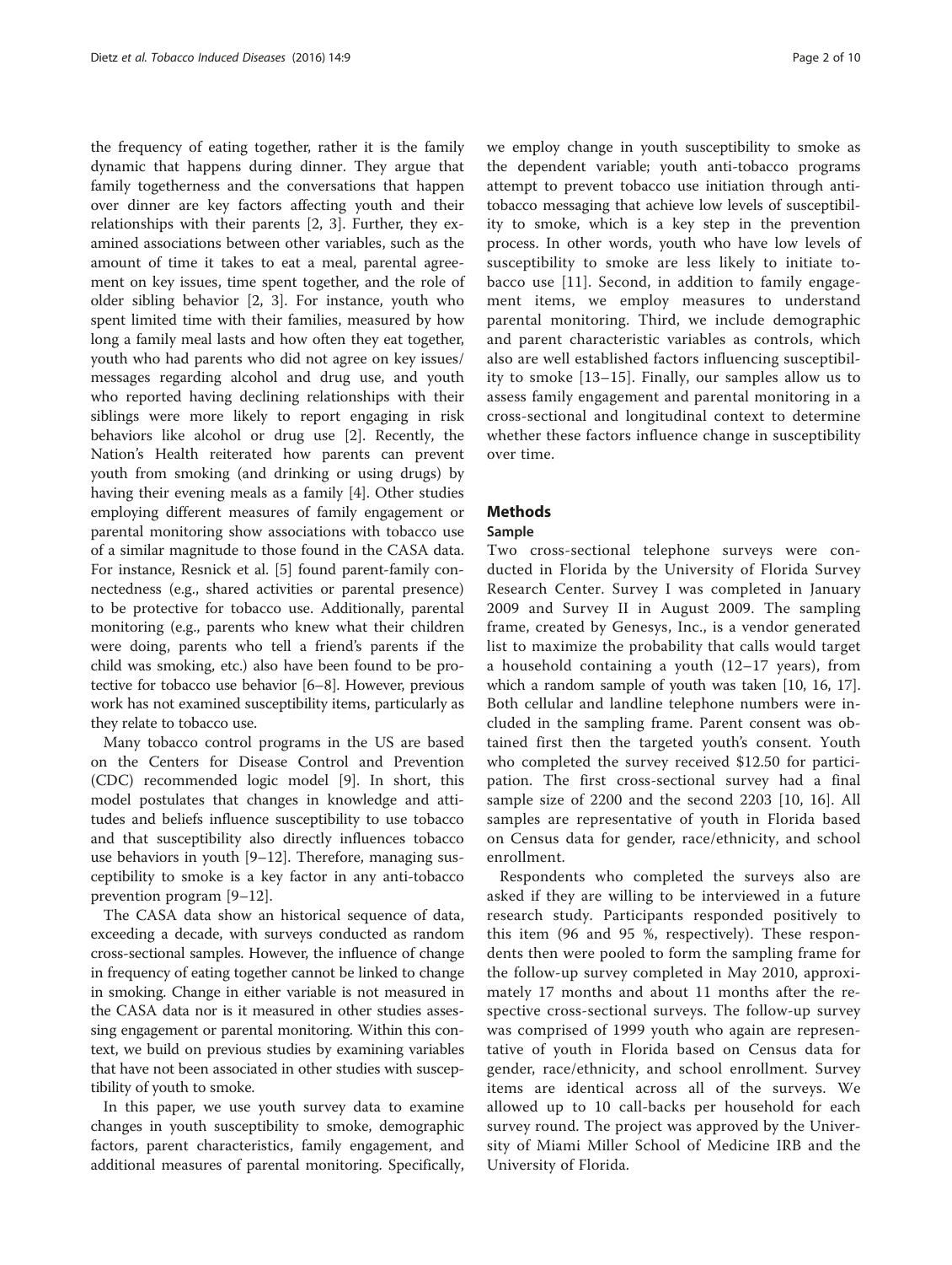the frequency of eating together, rather it is the family dynamic that happens during dinner. They argue that family togetherness and the conversations that happen over dinner are key factors affecting youth and their relationships with their parents [2, 3]. Further, they examined associations between other variables, such as the amount of time it takes to eat a meal, parental agreement on key issues, time spent together, and the role of older sibling behavior [2, 3]. For instance, youth who spent limited time with their families, measured by how long a family meal lasts and how often they eat together, youth who had parents who did not agree on key issues/messages regarding alcohol and drug use, and youth who reported having declining relationships with their siblings were more likely to report engaging in risk behaviors like alcohol or drug use [2]. Recently, the Nation's Health reiterated how parents can prevent youth from smoking (and drinking or using drugs) by having their evening meals as a family [4]. Other studies employing different measures of family engagement or parental monitoring show associations with tobacco use of a similar magnitude to those found in the CASA data. For instance, Resnick et al. [5] found parent-family connectedness (e.g., shared activities or parental presence) to be protective for tobacco use. Additionally, parental monitoring (e.g., parents who knew what their children were doing, parents who tell a friend's parents if the child was smoking, etc.) also have been found to be protective for tobacco use behavior [6–8]. However, previous work has not examined susceptibility items, particularly as they relate to tobacco use.

Many tobacco control programs in the US are based on the Centers for Disease Control and Prevention (CDC) recommended logic model [9]. In short, this model postulates that changes in knowledge and attitudes and beliefs influence susceptibility to use tobacco and that susceptibility also directly influences tobacco use behaviors in youth [9–12]. Therefore, managing susceptibility to smoke is a key factor in any anti-tobacco prevention program [9–12].

The CASA data show an historical sequence of data, exceeding a decade, with surveys conducted as random cross-sectional samples. However, the influence of change in frequency of eating together cannot be linked to change in smoking. Change in either variable is not measured in the CASA data nor is it measured in other studies assessing engagement or parental monitoring. Within this context, we build on previous studies by examining variables that have not been associated in other studies with susceptibility of youth to smoke.

In this paper, we use youth survey data to examine changes in youth susceptibility to smoke, demographic factors, parent characteristics, family engagement, and additional measures of parental monitoring. Specifically, we employ change in youth susceptibility to smoke as the dependent variable; youth anti-tobacco programs attempt to prevent tobacco use initiation through anti-tobacco messaging that achieve low levels of susceptibility to smoke, which is a key step in the prevention process. In other words, youth who have low levels of susceptibility to smoke are less likely to initiate tobacco use [11]. Second, in addition to family engagement items, we employ measures to understand parental monitoring. Third, we include demographic and parent characteristic variables as controls, which also are well established factors influencing susceptibility to smoke [13–15]. Finally, our samples allow us to assess family engagement and parental monitoring in a cross-sectional and longitudinal context to determine whether these factors influence change in susceptibility over time.

## Methods

### Sample

Two cross-sectional telephone surveys were conducted in Florida by the University of Florida Survey Research Center. Survey I was completed in January 2009 and Survey II in August 2009. The sampling frame, created by Genesys, Inc., is a vendor generated list to maximize the probability that calls would target a household containing a youth (12–17 years), from which a random sample of youth was taken [10, 16, 17]. Both cellular and landline telephone numbers were included in the sampling frame. Parent consent was obtained first then the targeted youth's consent. Youth who completed the survey received \$12.50 for participation. The first cross-sectional survey had a final sample size of 2200 and the second 2203 [10, 16]. All samples are representative of youth in Florida based on Census data for gender, race/ethnicity, and school enrollment.

Respondents who completed the surveys also are asked if they are willing to be interviewed in a future research study. Participants responded positively to this item (96 and 95 %, respectively). These respondents then were pooled to form the sampling frame for the follow-up survey completed in May 2010, approximately 17 months and about 11 months after the respective cross-sectional surveys. The follow-up survey was comprised of 1999 youth who again are representative of youth in Florida based on Census data for gender, race/ethnicity, and school enrollment. Survey items are identical across all of the surveys. We allowed up to 10 call-backs per household for each survey round. The project was approved by the University of Miami Miller School of Medicine IRB and the University of Florida.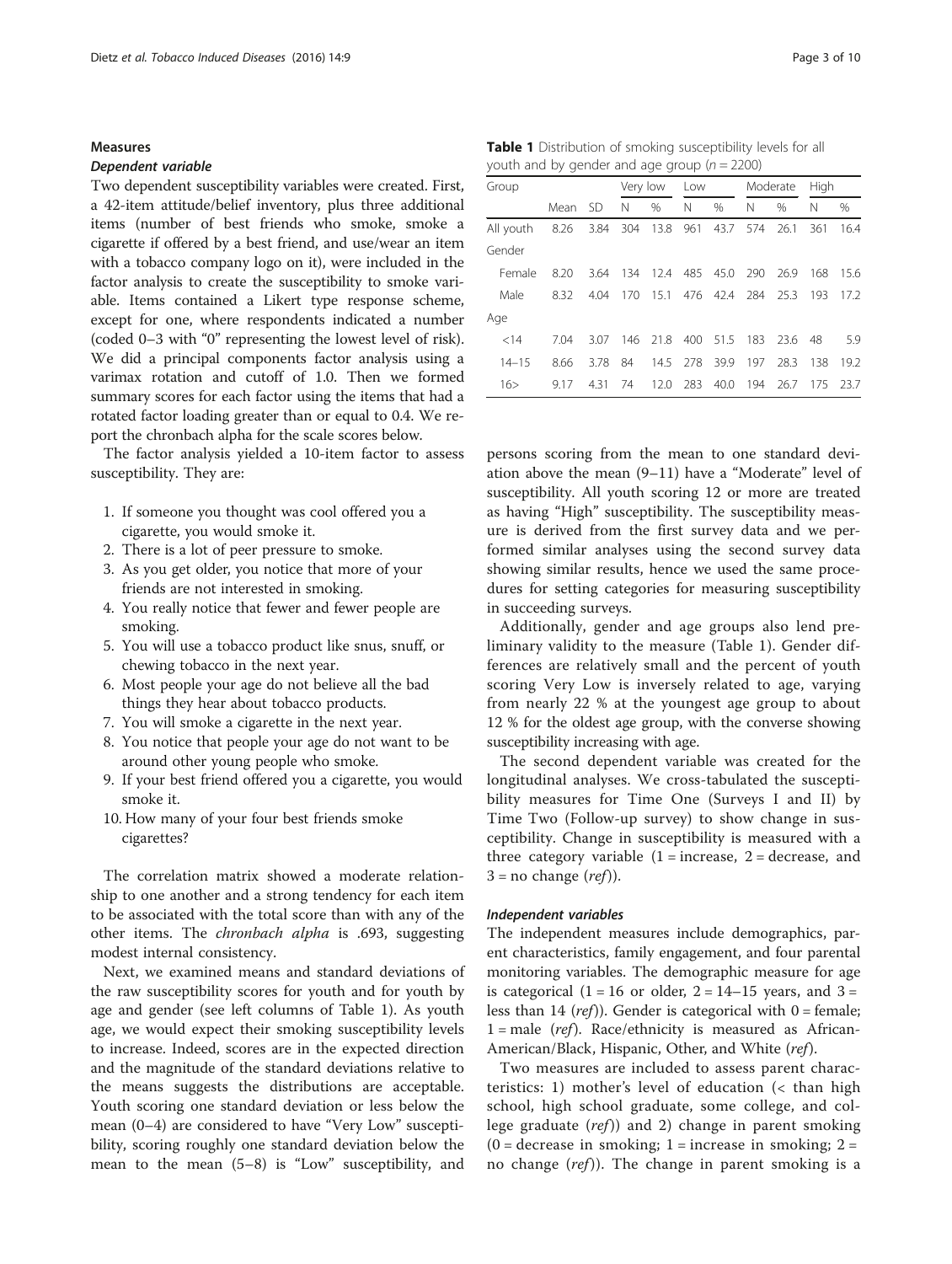## Measures

### Dependent variable

Two dependent susceptibility variables were created. First, a 42-item attitude/belief inventory, plus three additional items (number of best friends who smoke, smoke a cigarette if offered by a best friend, and use/wear an item with a tobacco company logo on it), were included in the factor analysis to create the susceptibility to smoke variable. Items contained a Likert type response scheme, except for one, where respondents indicated a number (coded 0–3 with "0" representing the lowest level of risk). We did a principal components factor analysis using a varimax rotation and cutoff of 1.0. Then we formed summary scores for each factor using the items that had a rotated factor loading greater than or equal to 0.4. We report the chronbach alpha for the scale scores below.

The factor analysis yielded a 10-item factor to assess susceptibility. They are:

1. If someone you thought was cool offered you a cigarette, you would smoke it.
2. There is a lot of peer pressure to smoke.
3. As you get older, you notice that more of your friends are not interested in smoking.
4. You really notice that fewer and fewer people are smoking.
5. You will use a tobacco product like snus, snuff, or chewing tobacco in the next year.
6. Most people your age do not believe all the bad things they hear about tobacco products.
7. You will smoke a cigarette in the next year.
8. You notice that people your age do not want to be around other young people who smoke.
9. If your best friend offered you a cigarette, you would smoke it.
10. How many of your four best friends smoke cigarettes?

The correlation matrix showed a moderate relationship to one another and a strong tendency for each item to be associated with the total score than with any of the other items. The *chronbach alpha* is .693, suggesting modest internal consistency.

Next, we examined means and standard deviations of the raw susceptibility scores for youth and for youth by age and gender (see left columns of Table 1). As youth age, we would expect their smoking susceptibility levels to increase. Indeed, scores are in the expected direction and the magnitude of the standard deviations relative to the means suggests the distributions are acceptable. Youth scoring one standard deviation or less below the mean (0–4) are considered to have "Very Low" susceptibility, scoring roughly one standard deviation below the mean to the mean (5–8) is "Low" susceptibility, and persons scoring from the mean to one standard deviation above the mean (9–11) have a "Moderate" level of susceptibility. All youth scoring 12 or more are treated as having "High" susceptibility. The susceptibility measure is derived from the first survey data and we performed similar analyses using the second survey data showing similar results, hence we used the same procedures for setting categories for measuring susceptibility in succeeding surveys.

**Table 1** Distribution of smoking susceptibility levels for all youth and by gender and age group ($n = 2200$)

| Group | | | Very low | | Low | | Moderate | | High | |
|---|---|---|---|---|---|---|---|---|---|---|
| | Mean | SD | N | % | N | % | N | % | N | % |
| All youth | 8.26 | 3.84 | 304 | 13.8 | 961 | 43.7 | 574 | 26.1 | 361 | 16.4 |
| Gender | | | | | | | | | | |
| Female | 8.20 | 3.64 | 134 | 12.4 | 485 | 45.0 | 290 | 26.9 | 168 | 15.6 |
| Male | 8.32 | 4.04 | 170 | 15.1 | 476 | 42.4 | 284 | 25.3 | 193 | 17.2 |
| Age | | | | | | | | | | |
| <14 | 7.04 | 3.07 | 146 | 21.8 | 400 | 51.5 | 183 | 23.6 | 48 | 5.9 |
| 14–15 | 8.66 | 3.78 | 84 | 14.5 | 278 | 39.9 | 197 | 28.3 | 138 | 19.2 |
| 16> | 9.17 | 4.31 | 74 | 12.0 | 283 | 40.0 | 194 | 26.7 | 175 | 23.7 |

Additionally, gender and age groups also lend preliminary validity to the measure (Table 1). Gender differences are relatively small and the percent of youth scoring Very Low is inversely related to age, varying from nearly 22 % at the youngest age group to about 12 % for the oldest age group, with the converse showing susceptibility increasing with age.

The second dependent variable was created for the longitudinal analyses. We cross-tabulated the susceptibility measures for Time One (Surveys I and II) by Time Two (Follow-up survey) to show change in susceptibility. Change in susceptibility is measured with a three category variable (1 = increase, 2 = decrease, and 3 = no change (*ref*)).

### Independent variables

The independent measures include demographics, parent characteristics, family engagement, and four parental monitoring variables. The demographic measure for age is categorical (1 = 16 or older, 2 = 14–15 years, and 3 = less than 14 (*ref*)). Gender is categorical with 0 = female; 1 = male (*ref*). Race/ethnicity is measured as African-American/Black, Hispanic, Other, and White (*ref*).

Two measures are included to assess parent characteristics: 1) mother's level of education (< than high school, high school graduate, some college, and college graduate (*ref*)) and 2) change in parent smoking (0 = decrease in smoking; 1 = increase in smoking; 2 = no change (*ref*)). The change in parent smoking is a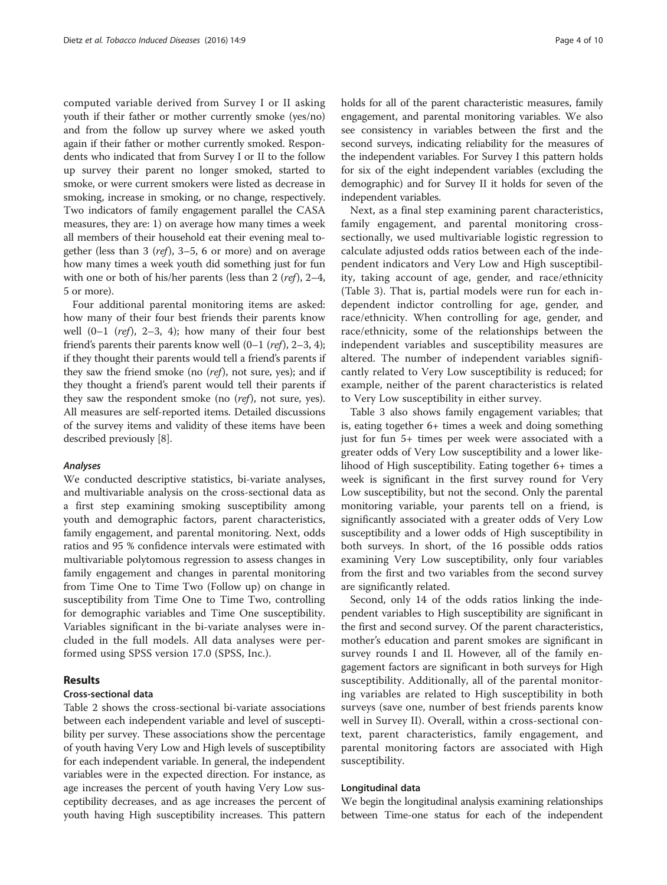computed variable derived from Survey I or II asking youth if their father or mother currently smoke (yes/no) and from the follow up survey where we asked youth again if their father or mother currently smoked. Respondents who indicated that from Survey I or II to the follow up survey their parent no longer smoked, started to smoke, or were current smokers were listed as decrease in smoking, increase in smoking, or no change, respectively. Two indicators of family engagement parallel the CASA measures, they are: 1) on average how many times a week all members of their household eat their evening meal together (less than 3 (*ref*), 3–5, 6 or more) and on average how many times a week youth did something just for fun with one or both of his/her parents (less than 2 (*ref*), 2–4, 5 or more).

Four additional parental monitoring items are asked: how many of their four best friends their parents know well (0–1 (*ref*), 2–3, 4); how many of their four best friend's parents their parents know well (0–1 (*ref*), 2–3, 4); if they thought their parents would tell a friend's parents if they saw the friend smoke (no (*ref*), not sure, yes); and if they thought a friend's parent would tell their parents if they saw the respondent smoke (no (*ref*), not sure, yes). All measures are self-reported items. Detailed discussions of the survey items and validity of these items have been described previously [8].

#### *Analyses*

We conducted descriptive statistics, bi-variate analyses, and multivariable analysis on the cross-sectional data as a first step examining smoking susceptibility among youth and demographic factors, parent characteristics, family engagement, and parental monitoring. Next, odds ratios and 95 % confidence intervals were estimated with multivariable polytomous regression to assess changes in family engagement and changes in parental monitoring from Time One to Time Two (Follow up) on change in susceptibility from Time One to Time Two, controlling for demographic variables and Time One susceptibility. Variables significant in the bi-variate analyses were included in the full models. All data analyses were performed using SPSS version 17.0 (SPSS, Inc.).

## Results

### Cross-sectional data

Table 2 shows the cross-sectional bi-variate associations between each independent variable and level of susceptibility per survey. These associations show the percentage of youth having Very Low and High levels of susceptibility for each independent variable. In general, the independent variables were in the expected direction. For instance, as age increases the percent of youth having Very Low susceptibility decreases, and as age increases the percent of youth having High susceptibility increases. This pattern holds for all of the parent characteristic measures, family engagement, and parental monitoring variables. We also see consistency in variables between the first and the second surveys, indicating reliability for the measures of the independent variables. For Survey I this pattern holds for six of the eight independent variables (excluding the demographic) and for Survey II it holds for seven of the independent variables.

Next, as a final step examining parent characteristics, family engagement, and parental monitoring cross-sectionally, we used multivariable logistic regression to calculate adjusted odds ratios between each of the independent indicators and Very Low and High susceptibility, taking account of age, gender, and race/ethnicity (Table 3). That is, partial models were run for each independent indictor controlling for age, gender, and race/ethnicity. When controlling for age, gender, and race/ethnicity, some of the relationships between the independent variables and susceptibility measures are altered. The number of independent variables significantly related to Very Low susceptibility is reduced; for example, neither of the parent characteristics is related to Very Low susceptibility in either survey.

Table 3 also shows family engagement variables; that is, eating together 6+ times a week and doing something just for fun 5+ times per week were associated with a greater odds of Very Low susceptibility and a lower likelihood of High susceptibility. Eating together 6+ times a week is significant in the first survey round for Very Low susceptibility, but not the second. Only the parental monitoring variable, your parents tell on a friend, is significantly associated with a greater odds of Very Low susceptibility and a lower odds of High susceptibility in both surveys. In short, of the 16 possible odds ratios examining Very Low susceptibility, only four variables from the first and two variables from the second survey are significantly related.

Second, only 14 of the odds ratios linking the independent variables to High susceptibility are significant in the first and second survey. Of the parent characteristics, mother's education and parent smokes are significant in survey rounds I and II. However, all of the family engagement factors are significant in both surveys for High susceptibility. Additionally, all of the parental monitoring variables are related to High susceptibility in both surveys (save one, number of best friends parents know well in Survey II). Overall, within a cross-sectional context, parent characteristics, family engagement, and parental monitoring factors are associated with High susceptibility.

### Longitudinal data

We begin the longitudinal analysis examining relationships between Time-one status for each of the independent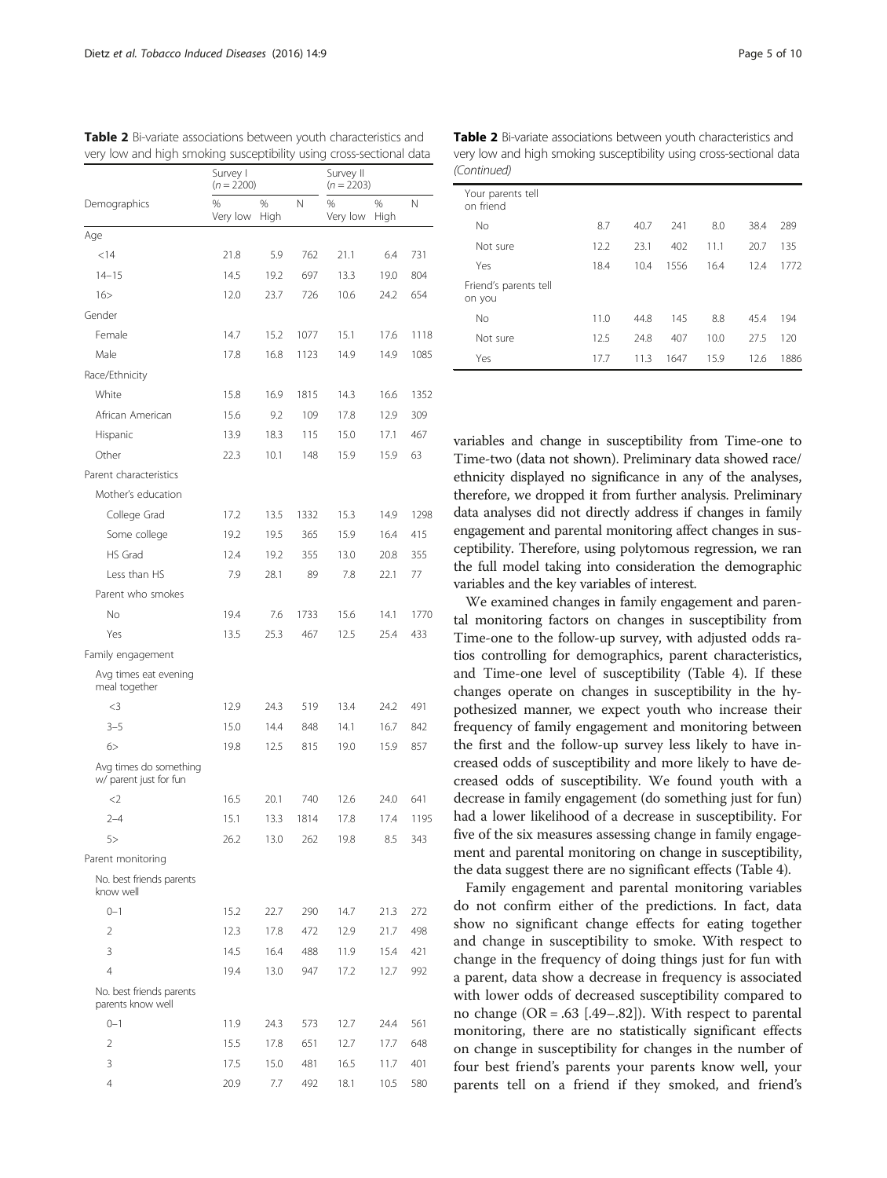**Table 2** Bi-variate associations between youth characteristics and very low and high smoking susceptibility using cross-sectional data

| | Survey I ($n = 2200$) | | | Survey II ($n = 2203$) | | |
|---|---|---|---|---|---|---|
| Demographics | % Very low | % High | N | % Very low | % High | N |
| Age | | | | | | |
| <14 | 21.8 | 5.9 | 762 | 21.1 | 6.4 | 731 |
| 14–15 | 14.5 | 19.2 | 697 | 13.3 | 19.0 | 804 |
| 16> | 12.0 | 23.7 | 726 | 10.6 | 24.2 | 654 |
| Gender | | | | | | |
| Female | 14.7 | 15.2 | 1077 | 15.1 | 17.6 | 1118 |
| Male | 17.8 | 16.8 | 1123 | 14.9 | 14.9 | 1085 |
| Race/Ethnicity | | | | | | |
| White | 15.8 | 16.9 | 1815 | 14.3 | 16.6 | 1352 |
| African American | 15.6 | 9.2 | 109 | 17.8 | 12.9 | 309 |
| Hispanic | 13.9 | 18.3 | 115 | 15.0 | 17.1 | 467 |
| Other | 22.3 | 10.1 | 148 | 15.9 | 15.9 | 63 |
| Parent characteristics | | | | | | |
| Mother's education | | | | | | |
| College Grad | 17.2 | 13.5 | 1332 | 15.3 | 14.9 | 1298 |
| Some college | 19.2 | 19.5 | 365 | 15.9 | 16.4 | 415 |
| HS Grad | 12.4 | 19.2 | 355 | 13.0 | 20.8 | 355 |
| Less than HS | 7.9 | 28.1 | 89 | 7.8 | 22.1 | 77 |
| Parent who smokes | | | | | | |
| No | 19.4 | 7.6 | 1733 | 15.6 | 14.1 | 1770 |
| Yes | 13.5 | 25.3 | 467 | 12.5 | 25.4 | 433 |
| Family engagement | | | | | | |
| Avg times eat evening meal together | | | | | | |
| <3 | 12.9 | 24.3 | 519 | 13.4 | 24.2 | 491 |
| 3–5 | 15.0 | 14.4 | 848 | 14.1 | 16.7 | 842 |
| 6> | 19.8 | 12.5 | 815 | 19.0 | 15.9 | 857 |
| Avg times do something w/ parent just for fun | | | | | | |
| <2 | 16.5 | 20.1 | 740 | 12.6 | 24.0 | 641 |
| 2–4 | 15.1 | 13.3 | 1814 | 17.8 | 17.4 | 1195 |
| 5> | 26.2 | 13.0 | 262 | 19.8 | 8.5 | 343 |
| Parent monitoring | | | | | | |
| No. best friends parents know well | | | | | | |
| 0–1 | 15.2 | 22.7 | 290 | 14.7 | 21.3 | 272 |
| 2 | 12.3 | 17.8 | 472 | 12.9 | 21.7 | 498 |
| 3 | 14.5 | 16.4 | 488 | 11.9 | 15.4 | 421 |
| 4 | 19.4 | 13.0 | 947 | 17.2 | 12.7 | 992 |
| No. best friends parents parents know well | | | | | | |
| 0–1 | 11.9 | 24.3 | 573 | 12.7 | 24.4 | 561 |
| 2 | 15.5 | 17.8 | 651 | 12.7 | 17.7 | 648 |
| 3 | 17.5 | 15.0 | 481 | 16.5 | 11.7 | 401 |
| 4 | 20.9 | 7.7 | 492 | 18.1 | 10.5 | 580 |
| Your parents tell on friend | | | | | | |
| No | 8.7 | 40.7 | 241 | 8.0 | 38.4 | 289 |
| Not sure | 12.2 | 23.1 | 402 | 11.1 | 20.7 | 135 |
| Yes | 18.4 | 10.4 | 1556 | 16.4 | 12.4 | 1772 |
| Friend's parents tell on you | | | | | | |
| No | 11.0 | 44.8 | 145 | 8.8 | 45.4 | 194 |
| Not sure | 12.5 | 24.8 | 407 | 10.0 | 27.5 | 120 |
| Yes | 17.7 | 11.3 | 1647 | 15.9 | 12.6 | 1886 |

variables and change in susceptibility from Time-one to Time-two (data not shown). Preliminary data showed race/ethnicity displayed no significance in any of the analyses, therefore, we dropped it from further analysis. Preliminary data analyses did not directly address if changes in family engagement and parental monitoring affect changes in susceptibility. Therefore, using polytomous regression, we ran the full model taking into consideration the demographic variables and the key variables of interest.

We examined changes in family engagement and parental monitoring factors on changes in susceptibility from Time-one to the follow-up survey, with adjusted odds ratios controlling for demographics, parent characteristics, and Time-one level of susceptibility (Table 4). If these changes operate on changes in susceptibility in the hypothesized manner, we expect youth who increase their frequency of family engagement and monitoring between the first and the follow-up survey less likely to have increased odds of susceptibility and more likely to have decreased odds of susceptibility. We found youth with a decrease in family engagement (do something just for fun) had a lower likelihood of a decrease in susceptibility. For five of the six measures assessing change in family engagement and parental monitoring on change in susceptibility, the data suggest there are no significant effects (Table 4).

Family engagement and parental monitoring variables do not confirm either of the predictions. In fact, data show no significant change effects for eating together and change in susceptibility to smoke. With respect to change in the frequency of doing things just for fun with a parent, data show a decrease in frequency is associated with lower odds of decreased susceptibility compared to no change (OR = .63 [.49–.82]). With respect to parental monitoring, there are no statistically significant effects on change in susceptibility for changes in the number of four best friend's parents your parents know well, your parents tell on a friend if they smoked, and friend's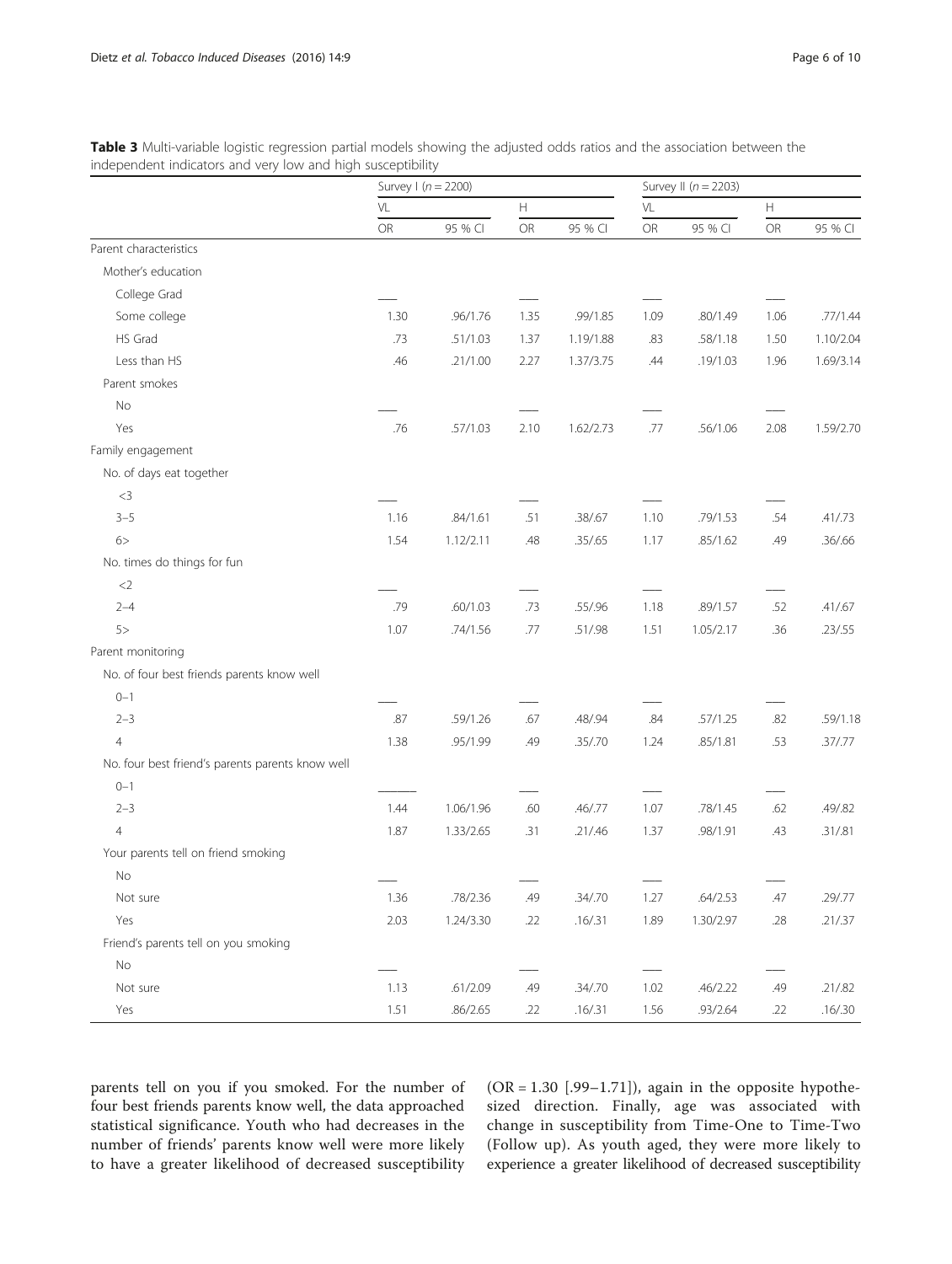**Table 3** Multi-variable logistic regression partial models showing the adjusted odds ratios and the association between the independent indicators and very low and high susceptibility

| | Survey I ($n = 2200$) | | | | Survey II ($n = 2203$) | | | |
|---|---|---|---|---|---|---|---|---|
| | VL | | H | | VL | | H | |
| | OR | 95 % CI | OR | 95 % CI | OR | 95 % CI | OR | 95 % CI |
| Parent characteristics | | | | | | | | |
| Mother's education | | | | | | | | |
| College Grad | ___ | | ___ | | ___ | | ___ | |
| Some college | 1.30 | .96/1.76 | 1.35 | .99/1.85 | 1.09 | .80/1.49 | 1.06 | .77/1.44 |
| HS Grad | .73 | .51/1.03 | 1.37 | 1.19/1.88 | .83 | .58/1.18 | 1.50 | 1.10/2.04 |
| Less than HS | .46 | .21/1.00 | 2.27 | 1.37/3.75 | .44 | .19/1.03 | 1.96 | 1.69/3.14 |
| Parent smokes | | | | | | | | |
| No | ___ | | ___ | | ___ | | ___ | |
| Yes | .76 | .57/1.03 | 2.10 | 1.62/2.73 | .77 | .56/1.06 | 2.08 | 1.59/2.70 |
| Family engagement | | | | | | | | |
| No. of days eat together | | | | | | | | |
| <3 | ___ | | ___ | | ___ | | ___ | |
| 3–5 | 1.16 | .84/1.61 | .51 | .38/.67 | 1.10 | .79/1.53 | .54 | .41/.73 |
| 6> | 1.54 | 1.12/2.11 | .48 | .35/.65 | 1.17 | .85/1.62 | .49 | .36/.66 |
| No. times do things for fun | | | | | | | | |
| <2 | ___ | | ___ | | ___ | | ___ | |
| 2–4 | .79 | .60/1.03 | .73 | .55/.96 | 1.18 | .89/1.57 | .52 | .41/.67 |
| 5> | 1.07 | .74/1.56 | .77 | .51/.98 | 1.51 | 1.05/2.17 | .36 | .23/.55 |
| Parent monitoring | | | | | | | | |
| No. of four best friends parents know well | | | | | | | | |
| 0–1 | ___ | | ___ | | ___ | | ___ | |
| 2–3 | .87 | .59/1.26 | .67 | .48/.94 | .84 | .57/1.25 | .82 | .59/1.18 |
| 4 | 1.38 | .95/1.99 | .49 | .35/.70 | 1.24 | .85/1.81 | .53 | .37/.77 |
| No. four best friend's parents parents know well | | | | | | | | |
| 0–1 | ______ | | ___ | | ___ | | ___ | |
| 2–3 | 1.44 | 1.06/1.96 | .60 | .46/.77 | 1.07 | .78/1.45 | .62 | .49/.82 |
| 4 | 1.87 | 1.33/2.65 | .31 | .21/.46 | 1.37 | .98/1.91 | .43 | .31/.81 |
| Your parents tell on friend smoking | | | | | | | | |
| No | ___ | | ___ | | ___ | | ___ | |
| Not sure | 1.36 | .78/2.36 | .49 | .34/.70 | 1.27 | .64/2.53 | .47 | .29/.77 |
| Yes | 2.03 | 1.24/3.30 | .22 | .16/.31 | 1.89 | 1.30/2.97 | .28 | .21/.37 |
| Friend's parents tell on you smoking | | | | | | | | |
| No | ___ | | ___ | | ___ | | ___ | |
| Not sure | 1.13 | .61/2.09 | .49 | .34/.70 | 1.02 | .46/2.22 | .49 | .21/.82 |
| Yes | 1.51 | .86/2.65 | .22 | .16/.31 | 1.56 | .93/2.64 | .22 | .16/.30 |

parents tell on you if you smoked. For the number of four best friends parents know well, the data approached statistical significance. Youth who had decreases in the number of friends' parents know well were more likely to have a greater likelihood of decreased susceptibility (OR = 1.30 [.99–1.71]), again in the opposite hypothesized direction. Finally, age was associated with change in susceptibility from Time-One to Time-Two (Follow up). As youth aged, they were more likely to experience a greater likelihood of decreased susceptibility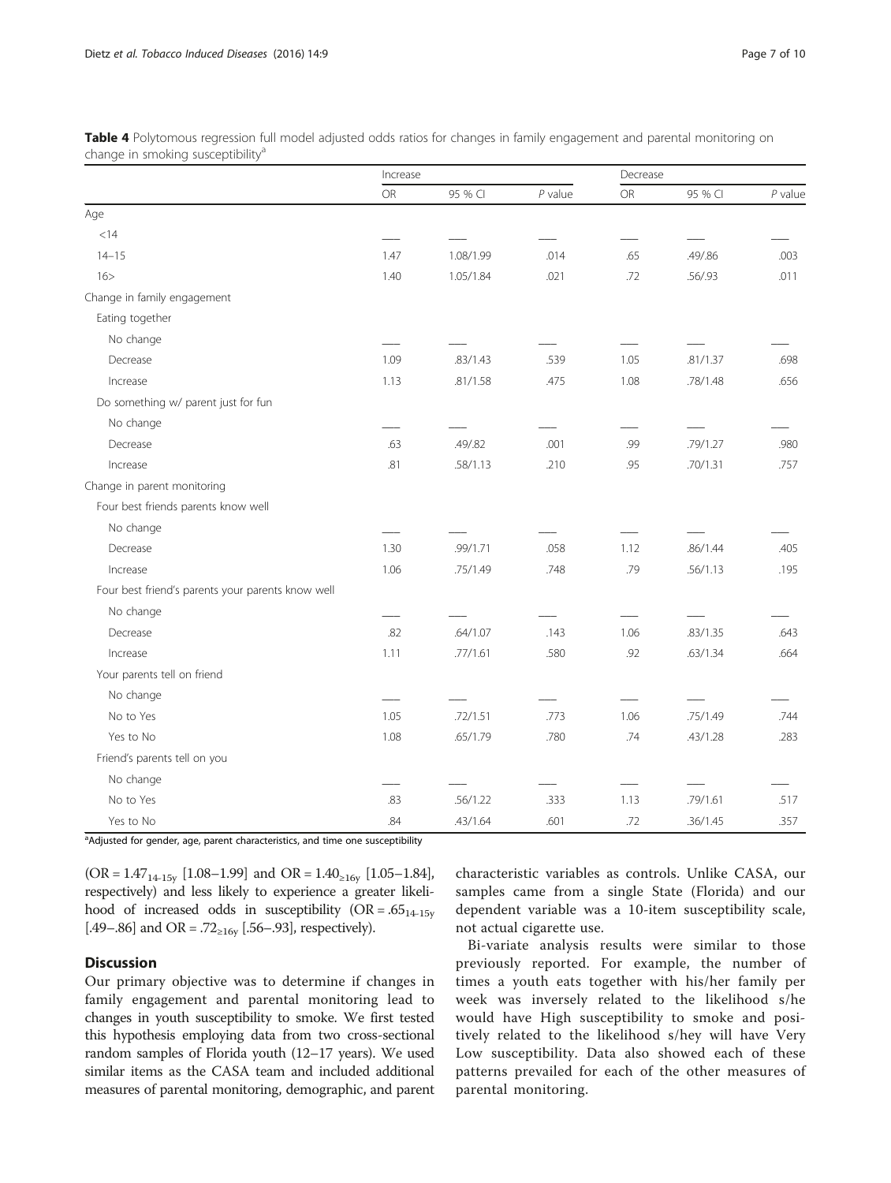**Table 4** Polytomous regression full model adjusted odds ratios for changes in family engagement and parental monitoring on change in smoking susceptibility[a]

| | Increase | | | Decrease | | |
|---|---|---|---|---|---|---|
| | OR | 95 % CI | *P* value | OR | 95 % CI | *P* value |
| Age | | | | | | |
| <14 | ___ | ___ | ___ | ___ | ___ | ___ |
| 14–15 | 1.47 | 1.08/1.99 | .014 | .65 | .49/.86 | .003 |
| 16> | 1.40 | 1.05/1.84 | .021 | .72 | .56/.93 | .011 |
| Change in family engagement | | | | | | |
| Eating together | | | | | | |
| No change | ___ | ___ | ___ | ___ | ___ | ___ |
| Decrease | 1.09 | .83/1.43 | .539 | 1.05 | .81/1.37 | .698 |
| Increase | 1.13 | .81/1.58 | .475 | 1.08 | .78/1.48 | .656 |
| Do something w/ parent just for fun | | | | | | |
| No change | ___ | ___ | ___ | ___ | ___ | ___ |
| Decrease | .63 | .49/.82 | .001 | .99 | .79/1.27 | .980 |
| Increase | .81 | .58/1.13 | .210 | .95 | .70/1.31 | .757 |
| Change in parent monitoring | | | | | | |
| Four best friends parents know well | | | | | | |
| No change | ___ | ___ | ___ | ___ | ___ | ___ |
| Decrease | 1.30 | .99/1.71 | .058 | 1.12 | .86/1.44 | .405 |
| Increase | 1.06 | .75/1.49 | .748 | .79 | .56/1.13 | .195 |
| Four best friend's parents your parents know well | | | | | | |
| No change | ___ | ___ | ___ | ___ | ___ | ___ |
| Decrease | .82 | .64/1.07 | .143 | 1.06 | .83/1.35 | .643 |
| Increase | 1.11 | .77/1.61 | .580 | .92 | .63/1.34 | .664 |
| Your parents tell on friend | | | | | | |
| No change | ___ | ___ | ___ | ___ | ___ | ___ |
| No to Yes | 1.05 | .72/1.51 | .773 | 1.06 | .75/1.49 | .744 |
| Yes to No | 1.08 | .65/1.79 | .780 | .74 | .43/1.28 | .283 |
| Friend's parents tell on you | | | | | | |
| No change | ___ | ___ | ___ | ___ | ___ | ___ |
| No to Yes | .83 | .56/1.22 | .333 | 1.13 | .79/1.61 | .517 |
| Yes to No | .84 | .43/1.64 | .601 | .72 | .36/1.45 | .357 |

[a]Adjusted for gender, age, parent characteristics, and time one susceptibility

($OR = 1.47_{14\text{-}15y}$ [1.08–1.99] and $OR = 1.40_{\geq 16y}$ [1.05–1.84], respectively) and less likely to experience a greater likelihood of increased odds in susceptibility ($OR = .65_{14\text{-}15y}$ [.49–.86] and $OR = .72_{\geq 16y}$ [.56–.93], respectively).

## Discussion

Our primary objective was to determine if changes in family engagement and parental monitoring lead to changes in youth susceptibility to smoke. We first tested this hypothesis employing data from two cross-sectional random samples of Florida youth (12–17 years). We used similar items as the CASA team and included additional measures of parental monitoring, demographic, and parent characteristic variables as controls. Unlike CASA, our samples came from a single State (Florida) and our dependent variable was a 10-item susceptibility scale, not actual cigarette use.

Bi-variate analysis results were similar to those previously reported. For example, the number of times a youth eats together with his/her family per week was inversely related to the likelihood s/he would have High susceptibility to smoke and positively related to the likelihood s/hey will have Very Low susceptibility. Data also showed each of these patterns prevailed for each of the other measures of parental monitoring.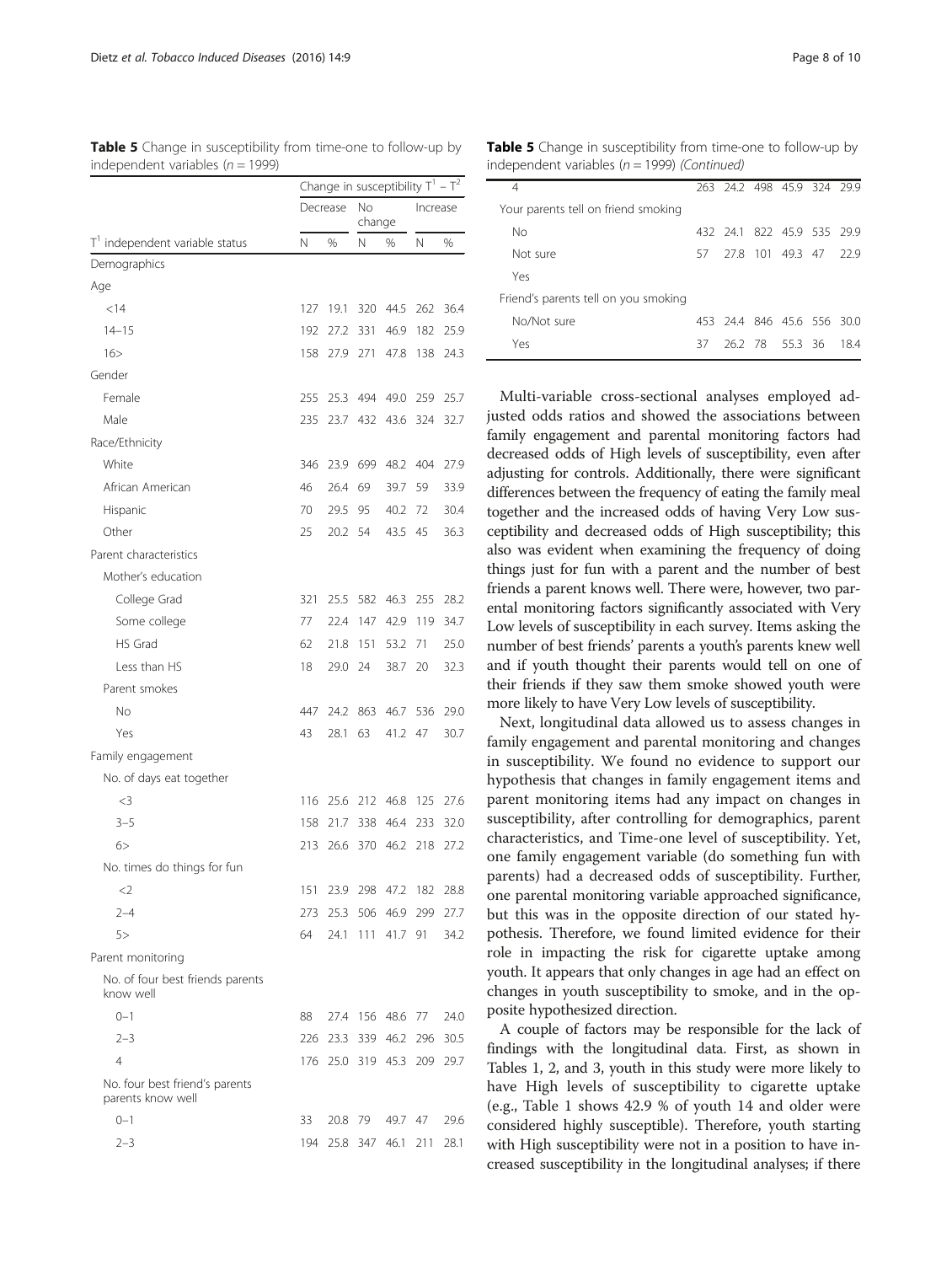**Table 5** Change in susceptibility from time-one to follow-up by independent variables ($n = 1999$)

| | Change in susceptibility $T^1 - T^2$ | | | | | |
|---|---|---|---|---|---|---|
| | Decrease | | No change | | Increase | |
| $T^1$ independent variable status | N | % | N | % | N | % |
| Demographics | | | | | | |
| Age | | | | | | |
| <14 | 127 | 19.1 | 320 | 44.5 | 262 | 36.4 |
| 14–15 | 192 | 27.2 | 331 | 46.9 | 182 | 25.9 |
| 16> | 158 | 27.9 | 271 | 47.8 | 138 | 24.3 |
| Gender | | | | | | |
| Female | 255 | 25.3 | 494 | 49.0 | 259 | 25.7 |
| Male | 235 | 23.7 | 432 | 43.6 | 324 | 32.7 |
| Race/Ethnicity | | | | | | |
| White | 346 | 23.9 | 699 | 48.2 | 404 | 27.9 |
| African American | 46 | 26.4 | 69 | 39.7 | 59 | 33.9 |
| Hispanic | 70 | 29.5 | 95 | 40.2 | 72 | 30.4 |
| Other | 25 | 20.2 | 54 | 43.5 | 45 | 36.3 |
| Parent characteristics | | | | | | |
| Mother's education | | | | | | |
| College Grad | 321 | 25.5 | 582 | 46.3 | 255 | 28.2 |
| Some college | 77 | 22.4 | 147 | 42.9 | 119 | 34.7 |
| HS Grad | 62 | 21.8 | 151 | 53.2 | 71 | 25.0 |
| Less than HS | 18 | 29.0 | 24 | 38.7 | 20 | 32.3 |
| Parent smokes | | | | | | |
| No | 447 | 24.2 | 863 | 46.7 | 536 | 29.0 |
| Yes | 43 | 28.1 | 63 | 41.2 | 47 | 30.7 |
| Family engagement | | | | | | |
| No. of days eat together | | | | | | |
| <3 | 116 | 25.6 | 212 | 46.8 | 125 | 27.6 |
| 3–5 | 158 | 21.7 | 338 | 46.4 | 233 | 32.0 |
| 6> | 213 | 26.6 | 370 | 46.2 | 218 | 27.2 |
| No. times do things for fun | | | | | | |
| <2 | 151 | 23.9 | 298 | 47.2 | 182 | 28.8 |
| 2–4 | 273 | 25.3 | 506 | 46.9 | 299 | 27.7 |
| 5> | 64 | 24.1 | 111 | 41.7 | 91 | 34.2 |
| Parent monitoring | | | | | | |
| No. of four best friends parents know well | | | | | | |
| 0–1 | 88 | 27.4 | 156 | 48.6 | 77 | 24.0 |
| 2–3 | 226 | 23.3 | 339 | 46.2 | 296 | 30.5 |
| 4 | 176 | 25.0 | 319 | 45.3 | 209 | 29.7 |
| No. four best friend's parents parents know well | | | | | | |
| 0–1 | 33 | 20.8 | 79 | 49.7 | 47 | 29.6 |
| 2–3 | 194 | 25.8 | 347 | 46.1 | 211 | 28.1 |
| 4 | 263 | 24.2 | 498 | 45.9 | 324 | 29.9 |
| Your parents tell on friend smoking | | | | | | |
| No | 432 | 24.1 | 822 | 45.9 | 535 | 29.9 |
| Not sure | 57 | 27.8 | 101 | 49.3 | 47 | 22.9 |
| Yes | | | | | | |
| Friend's parents tell on you smoking | | | | | | |
| No/Not sure | 453 | 24.4 | 846 | 45.6 | 556 | 30.0 |
| Yes | 37 | 26.2 | 78 | 55.3 | 36 | 18.4 |

Multi-variable cross-sectional analyses employed adjusted odds ratios and showed the associations between family engagement and parental monitoring factors had decreased odds of High levels of susceptibility, even after adjusting for controls. Additionally, there were significant differences between the frequency of eating the family meal together and the increased odds of having Very Low susceptibility and decreased odds of High susceptibility; this also was evident when examining the frequency of doing things just for fun with a parent and the number of best friends a parent knows well. There were, however, two parental monitoring factors significantly associated with Very Low levels of susceptibility in each survey. Items asking the number of best friends' parents a youth's parents knew well and if youth thought their parents would tell on one of their friends if they saw them smoke showed youth were more likely to have Very Low levels of susceptibility.

Next, longitudinal data allowed us to assess changes in family engagement and parental monitoring and changes in susceptibility. We found no evidence to support our hypothesis that changes in family engagement items and parent monitoring items had any impact on changes in susceptibility, after controlling for demographics, parent characteristics, and Time-one level of susceptibility. Yet, one family engagement variable (do something fun with parents) had a decreased odds of susceptibility. Further, one parental monitoring variable approached significance, but this was in the opposite direction of our stated hypothesis. Therefore, we found limited evidence for their role in impacting the risk for cigarette uptake among youth. It appears that only changes in age had an effect on changes in youth susceptibility to smoke, and in the opposite hypothesized direction.

A couple of factors may be responsible for the lack of findings with the longitudinal data. First, as shown in Tables 1, 2, and 3, youth in this study were more likely to have High levels of susceptibility to cigarette uptake (e.g., Table 1 shows 42.9 % of youth 14 and older were considered highly susceptible). Therefore, youth starting with High susceptibility were not in a position to have increased susceptibility in the longitudinal analyses; if there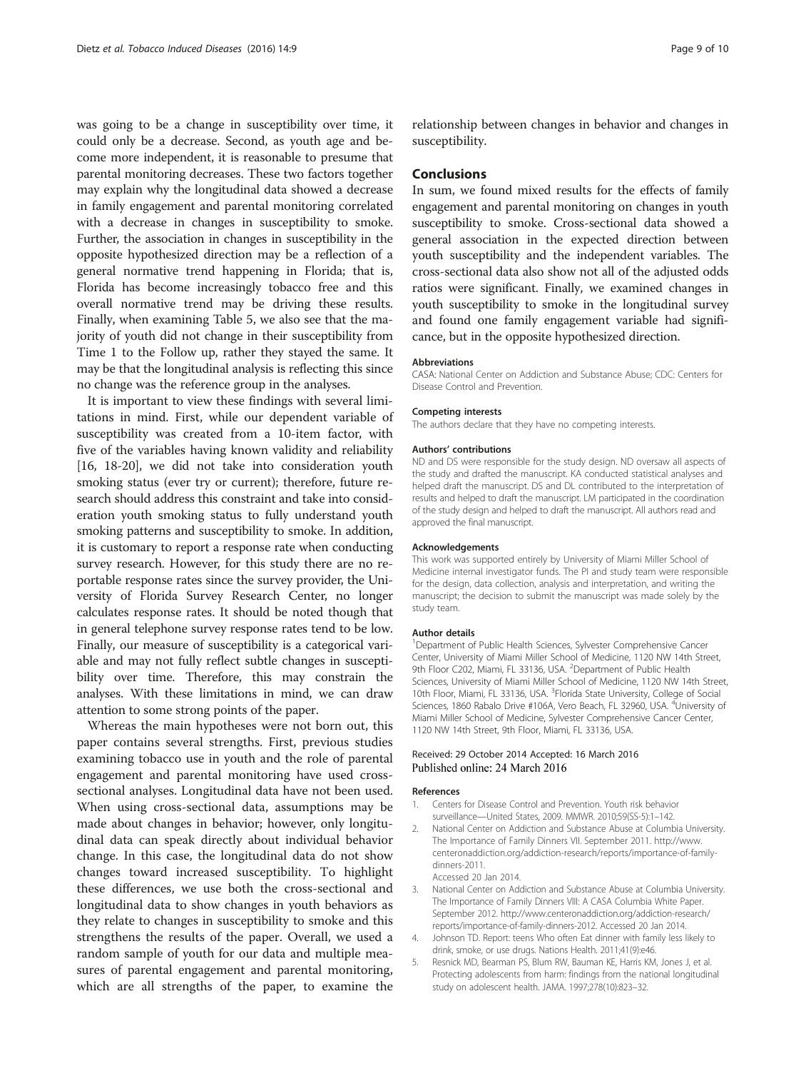was going to be a change in susceptibility over time, it could only be a decrease. Second, as youth age and become more independent, it is reasonable to presume that parental monitoring decreases. These two factors together may explain why the longitudinal data showed a decrease in family engagement and parental monitoring correlated with a decrease in changes in susceptibility to smoke. Further, the association in changes in susceptibility in the opposite hypothesized direction may be a reflection of a general normative trend happening in Florida; that is, Florida has become increasingly tobacco free and this overall normative trend may be driving these results. Finally, when examining Table 5, we also see that the majority of youth did not change in their susceptibility from Time 1 to the Follow up, rather they stayed the same. It may be that the longitudinal analysis is reflecting this since no change was the reference group in the analyses.

It is important to view these findings with several limitations in mind. First, while our dependent variable of susceptibility was created from a 10-item factor, with five of the variables having known validity and reliability [16, 18-20], we did not take into consideration youth smoking status (ever try or current); therefore, future research should address this constraint and take into consideration youth smoking status to fully understand youth smoking patterns and susceptibility to smoke. In addition, it is customary to report a response rate when conducting survey research. However, for this study there are no reportable response rates since the survey provider, the University of Florida Survey Research Center, no longer calculates response rates. It should be noted though that in general telephone survey response rates tend to be low. Finally, our measure of susceptibility is a categorical variable and may not fully reflect subtle changes in susceptibility over time. Therefore, this may constrain the analyses. With these limitations in mind, we can draw attention to some strong points of the paper.

Whereas the main hypotheses were not born out, this paper contains several strengths. First, previous studies examining tobacco use in youth and the role of parental engagement and parental monitoring have used cross-sectional analyses. Longitudinal data have not been used. When using cross-sectional data, assumptions may be made about changes in behavior; however, only longitudinal data can speak directly about individual behavior change. In this case, the longitudinal data do not show changes toward increased susceptibility. To highlight these differences, we use both the cross-sectional and longitudinal data to show changes in youth behaviors as they relate to changes in susceptibility to smoke and this strengthens the results of the paper. Overall, we used a random sample of youth for our data and multiple measures of parental engagement and parental monitoring, which are all strengths of the paper, to examine the relationship between changes in behavior and changes in susceptibility.

## Conclusions

In sum, we found mixed results for the effects of family engagement and parental monitoring on changes in youth susceptibility to smoke. Cross-sectional data showed a general association in the expected direction between youth susceptibility and the independent variables. The cross-sectional data also show not all of the adjusted odds ratios were significant. Finally, we examined changes in youth susceptibility to smoke in the longitudinal survey and found one family engagement variable had significance, but in the opposite hypothesized direction.

#### Abbreviations

CASA: National Center on Addiction and Substance Abuse; CDC: Centers for Disease Control and Prevention.

#### Competing interests

The authors declare that they have no competing interests.

#### Authors' contributions

ND and DS were responsible for the study design. ND oversaw all aspects of the study and drafted the manuscript. KA conducted statistical analyses and helped draft the manuscript. DS and DL contributed to the interpretation of results and helped to draft the manuscript. LM participated in the coordination of the study design and helped to draft the manuscript. All authors read and approved the final manuscript.

#### Acknowledgements

This work was supported entirely by University of Miami Miller School of Medicine internal investigator funds. The PI and study team were responsible for the design, data collection, analysis and interpretation, and writing the manuscript; the decision to submit the manuscript was made solely by the study team.

#### Author details

[1]Department of Public Health Sciences, Sylvester Comprehensive Cancer Center, University of Miami Miller School of Medicine, 1120 NW 14th Street, 9th Floor C202, Miami, FL 33136, USA. [2]Department of Public Health Sciences, University of Miami Miller School of Medicine, 1120 NW 14th Street, 10th Floor, Miami, FL 33136, USA. [3]Florida State University, College of Social Sciences, 1860 Rabalo Drive #106A, Vero Beach, FL 32960, USA. [4]University of Miami Miller School of Medicine, Sylvester Comprehensive Cancer Center, 1120 NW 14th Street, 9th Floor, Miami, FL 33136, USA.

Received: 29 October 2014 Accepted: 16 March 2016
Published online: 24 March 2016

#### References

1. Centers for Disease Control and Prevention. Youth risk behavior surveillance—United States, 2009. MMWR. 2010;59(SS-5):1–142.
2. National Center on Addiction and Substance Abuse at Columbia University. The Importance of Family Dinners VII. September 2011. http://www.centeronaddiction.org/addiction-research/reports/importance-of-family-dinners-2011. Accessed 20 Jan 2014.
3. National Center on Addiction and Substance Abuse at Columbia University. The Importance of Family Dinners VIII: A CASA Columbia White Paper. September 2012. http://www.centeronaddiction.org/addiction-research/reports/importance-of-family-dinners-2012. Accessed 20 Jan 2014.
4. Johnson TD. Report: teens Who often Eat dinner with family less likely to drink, smoke, or use drugs. Nations Health. 2011;41(9):e46.
5. Resnick MD, Bearman PS, Blum RW, Bauman KE, Harris KM, Jones J, et al. Protecting adolescents from harm: findings from the national longitudinal study on adolescent health. JAMA. 1997;278(10):823–32.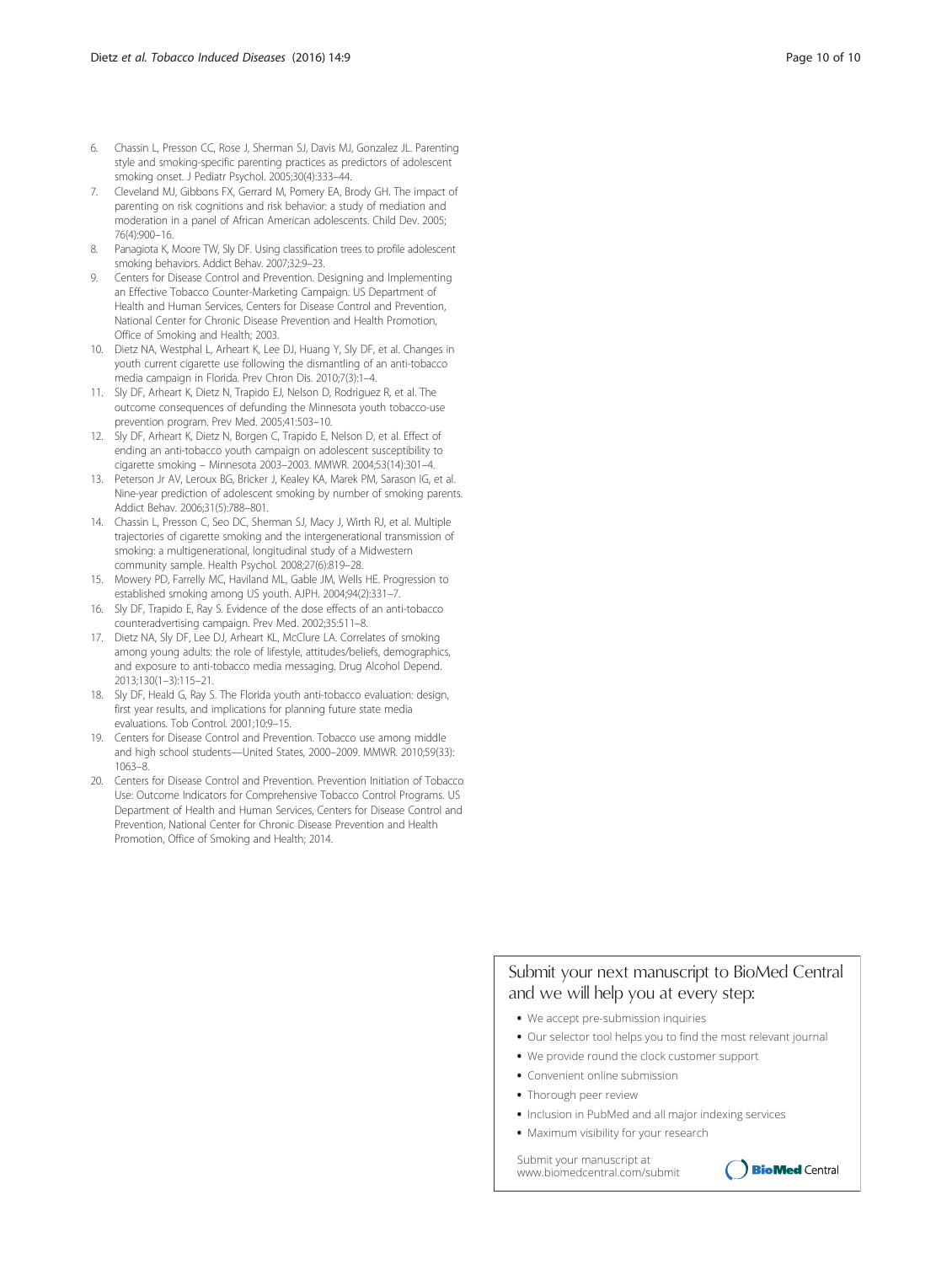6. Chassin L, Presson CC, Rose J, Sherman SJ, Davis MJ, Gonzalez JL. Parenting style and smoking-specific parenting practices as predictors of adolescent smoking onset. J Pediatr Psychol. 2005;30(4):333–44.
7. Cleveland MJ, Gibbons FX, Gerrard M, Pomery EA, Brody GH. The impact of parenting on risk cognitions and risk behavior: a study of mediation and moderation in a panel of African American adolescents. Child Dev. 2005; 76(4):900–16.
8. Panagiota K, Moore TW, Sly DF. Using classification trees to profile adolescent smoking behaviors. Addict Behav. 2007;32:9–23.
9. Centers for Disease Control and Prevention. Designing and Implementing an Effective Tobacco Counter-Marketing Campaign. US Department of Health and Human Services, Centers for Disease Control and Prevention, National Center for Chronic Disease Prevention and Health Promotion, Office of Smoking and Health; 2003.
10. Dietz NA, Westphal L, Arheart K, Lee DJ, Huang Y, Sly DF, et al. Changes in youth current cigarette use following the dismantling of an anti-tobacco media campaign in Florida. Prev Chron Dis. 2010;7(3):1–4.
11. Sly DF, Arheart K, Dietz N, Trapido EJ, Nelson D, Rodriguez R, et al. The outcome consequences of defunding the Minnesota youth tobacco-use prevention program. Prev Med. 2005;41:503–10.
12. Sly DF, Arheart K, Dietz N, Borgen C, Trapido E, Nelson D, et al. Effect of ending an anti-tobacco youth campaign on adolescent susceptibility to cigarette smoking – Minnesota 2003–2003. MMWR. 2004;53(14):301–4.
13. Peterson Jr AV, Leroux BG, Bricker J, Kealey KA, Marek PM, Sarason IG, et al. Nine-year prediction of adolescent smoking by number of smoking parents. Addict Behav. 2006;31(5):788–801.
14. Chassin L, Presson C, Seo DC, Sherman SJ, Macy J, Wirth RJ, et al. Multiple trajectories of cigarette smoking and the intergenerational transmission of smoking: a multigenerational, longitudinal study of a Midwestern community sample. Health Psychol. 2008;27(6):819–28.
15. Mowery PD, Farrelly MC, Haviland ML, Gable JM, Wells HE. Progression to established smoking among US youth. AJPH. 2004;94(2):331–7.
16. Sly DF, Trapido E, Ray S. Evidence of the dose effects of an anti-tobacco counteradvertising campaign. Prev Med. 2002;35:511–8.
17. Dietz NA, Sly DF, Lee DJ, Arheart KL, McClure LA. Correlates of smoking among young adults: the role of lifestyle, attitudes/beliefs, demographics, and exposure to anti-tobacco media messaging. Drug Alcohol Depend. 2013;130(1–3):115–21.
18. Sly DF, Heald G, Ray S. The Florida youth anti-tobacco evaluation: design, first year results, and implications for planning future state media evaluations. Tob Control. 2001;10:9–15.
19. Centers for Disease Control and Prevention. Tobacco use among middle and high school students—United States, 2000–2009. MMWR. 2010;59(33): 1063–8.
20. Centers for Disease Control and Prevention. Prevention Initiation of Tobacco Use: Outcome Indicators for Comprehensive Tobacco Control Programs. US Department of Health and Human Services, Centers for Disease Control and Prevention, National Center for Chronic Disease Prevention and Health Promotion, Office of Smoking and Health; 2014.

Submit your next manuscript to BioMed Central and we will help you at every step:

- We accept pre-submission inquiries
- Our selector tool helps you to find the most relevant journal
- We provide round the clock customer support
- Convenient online submission
- Thorough peer review
- Inclusion in PubMed and all major indexing services
- Maximum visibility for your research

Submit your manuscript at
www.biomedcentral.com/submit

BioMed Central